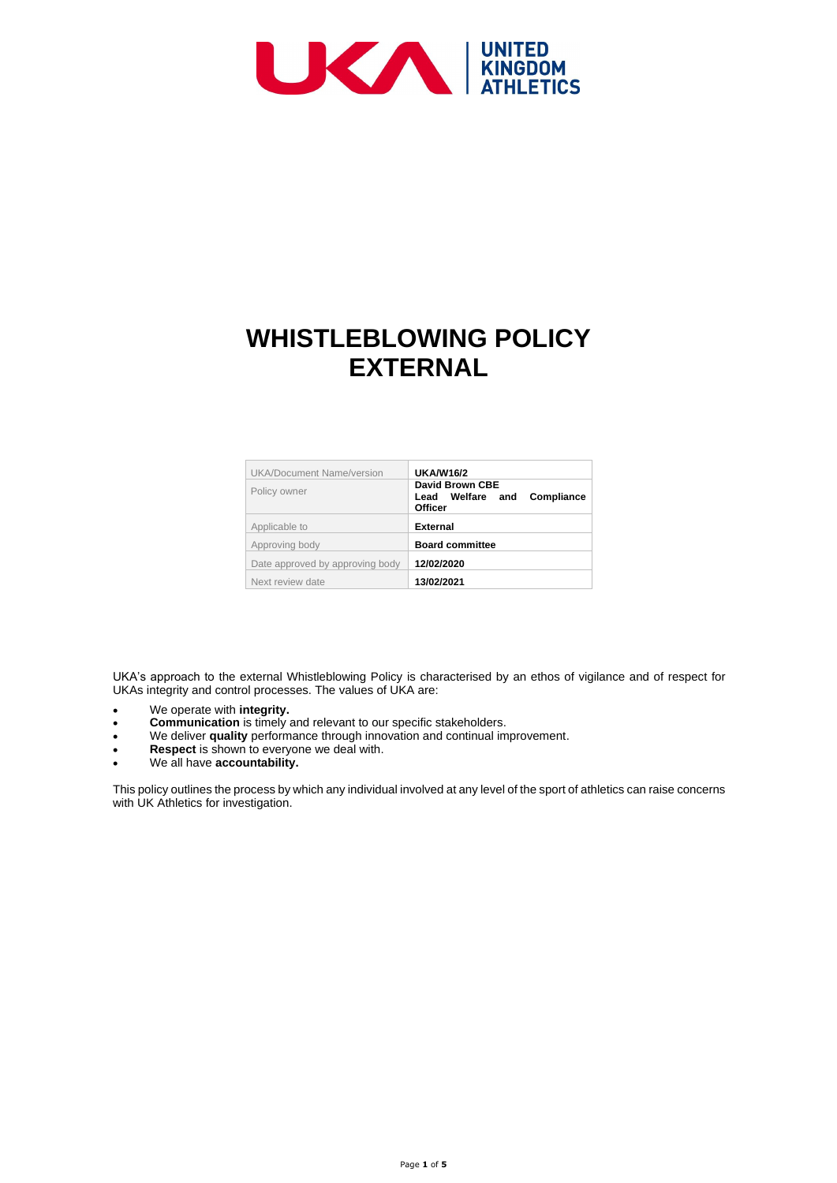# WHISTLEBLOWING POLICY EXTERNAL

| UKA/Document Name/version | UKA/W16/2 |
|---|---|
| Policy owner | **David Brown CBE Lead Welfare and Compliance Officer** |
| Applicable to | **External** |
| Approving body | **Board committee** |
| Date approved by approving body | **12/02/2020** |
| Next review date | **13/02/2021** |

UKA's approach to the external Whistleblowing Policy is characterised by an ethos of vigilance and of respect for UKAs integrity and control processes. The values of UKA are:

- We operate with **integrity.**
- **Communication** is timely and relevant to our specific stakeholders.
- We deliver **quality** performance through innovation and continual improvement.
- **Respect** is shown to everyone we deal with.
- We all have **accountability.**

This policy outlines the process by which any individual involved at any level of the sport of athletics can raise concerns with UK Athletics for investigation.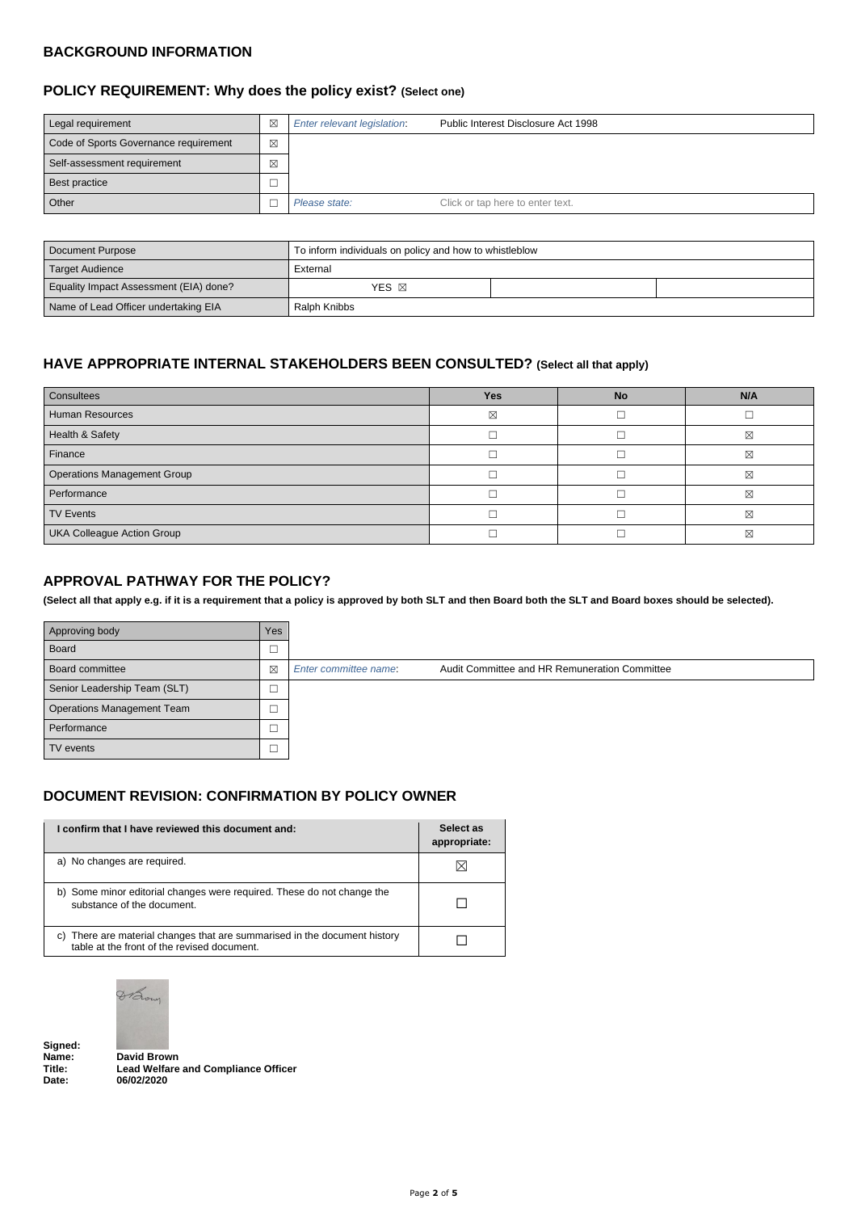## BACKGROUND INFORMATION

### POLICY REQUIREMENT: Why does the policy exist? (Select one)

| | | | |
|---|---|---|---|
| Legal requirement | ☒ | *Enter relevant legislation*: | Public Interest Disclosure Act 1998 |
| Code of Sports Governance requirement | ☒ | | |
| Self-assessment requirement | ☒ | | |
| Best practice | ☐ | | |
| Other | ☐ | *Please state:* | Click or tap here to enter text. |

| | | | |
|---|---|---|---|
| Document Purpose | To inform individuals on policy and how to whistleblow | | |
| Target Audience | External | | |
| Equality Impact Assessment (EIA) done? | YES ☒ | | |
| Name of Lead Officer undertaking EIA | Ralph Knibbs | | |

### HAVE APPROPRIATE INTERNAL STAKEHOLDERS BEEN CONSULTED? (Select all that apply)

| Consultees | Yes | No | N/A |
|---|---|---|---|
| Human Resources | ☒ | ☐ | ☐ |
| Health & Safety | ☐ | ☐ | ☒ |
| Finance | ☐ | ☐ | ☒ |
| Operations Management Group | ☐ | ☐ | ☒ |
| Performance | ☐ | ☐ | ☒ |
| TV Events | ☐ | ☐ | ☒ |
| UKA Colleague Action Group | ☐ | ☐ | ☒ |

### APPROVAL PATHWAY FOR THE POLICY?

**(Select all that apply e.g. if it is a requirement that a policy is approved by both SLT and then Board both the SLT and Board boxes should be selected).**

| Approving body | Yes | | |
|---|---|---|---|
| Board | ☐ | | |
| Board committee | ☒ | *Enter committee name*: | Audit Committee and HR Remuneration Committee |
| Senior Leadership Team (SLT) | ☐ | | |
| Operations Management Team | ☐ | | |
| Performance | ☐ | | |
| TV events | ☐ | | |

### DOCUMENT REVISION: CONFIRMATION BY POLICY OWNER

| I confirm that I have reviewed this document and: | Select as appropriate: |
|---|---|
| a) No changes are required. | ☒ |
| b) Some minor editorial changes were required. These do not change the substance of the document. | ☐ |
| c) There are material changes that are summarised in the document history table at the front of the revised document. | ☐ |

**Signed:**
**Name:** **David Brown**
**Title:** **Lead Welfare and Compliance Officer**
**Date:** **06/02/2020**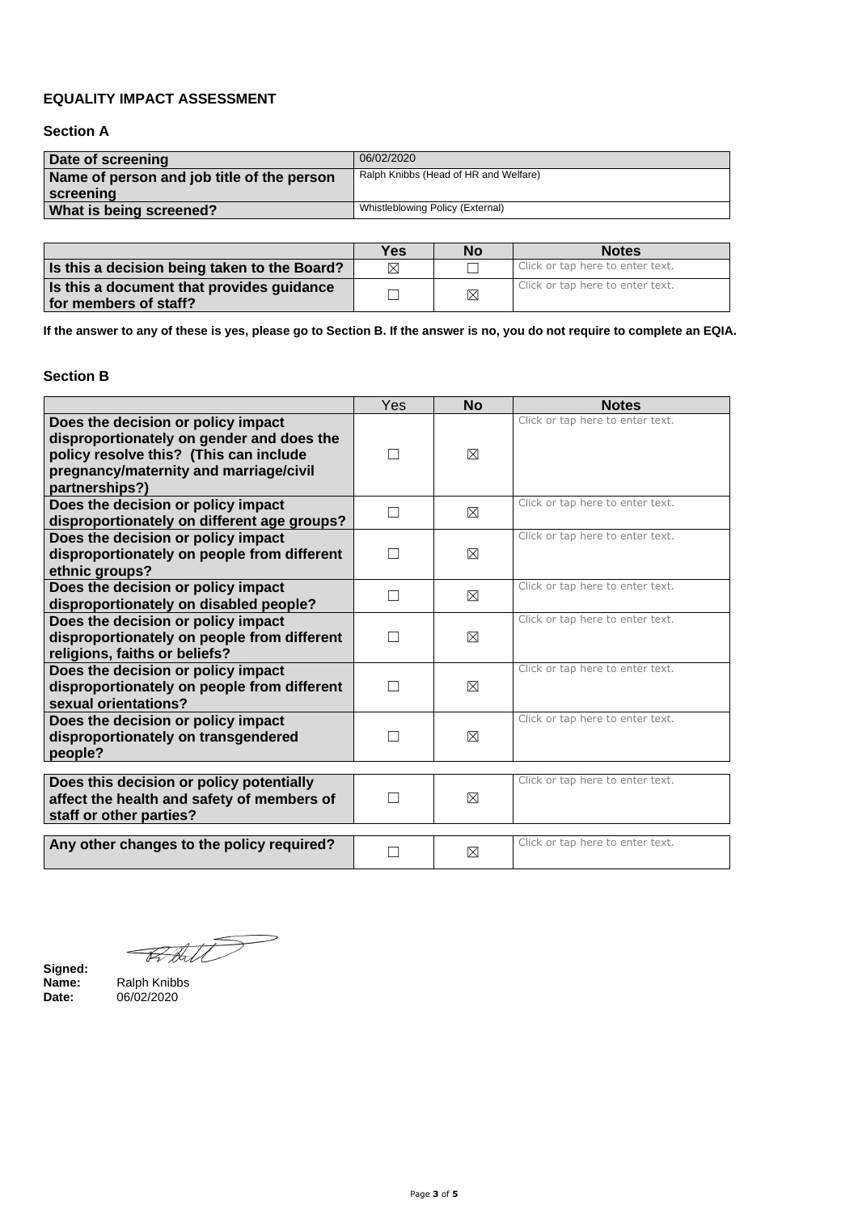# EQUALITY IMPACT ASSESSMENT

## Section A

| Date of screening | 06/02/2020 |
|---|---|
| Name of person and job title of the person screening | Ralph Knibbs (Head of HR and Welfare) |
| What is being screened? | Whistleblowing Policy (External) |

| | Yes | No | Notes |
|---|---|---|---|
| Is this a decision being taken to the Board? | ☒ | ☐ | Click or tap here to enter text. |
| Is this a document that provides guidance for members of staff? | ☐ | ☒ | Click or tap here to enter text. |

**If the answer to any of these is yes, please go to Section B. If the answer is no, you do not require to complete an EQIA.**

## Section B

| | Yes | No | Notes |
|---|---|---|---|
| Does the decision or policy impact disproportionately on gender and does the policy resolve this? (This can include pregnancy/maternity and marriage/civil partnerships?) | ☐ | ☒ | Click or tap here to enter text. |
| Does the decision or policy impact disproportionately on different age groups? | ☐ | ☒ | Click or tap here to enter text. |
| Does the decision or policy impact disproportionately on people from different ethnic groups? | ☐ | ☒ | Click or tap here to enter text. |
| Does the decision or policy impact disproportionately on disabled people? | ☐ | ☒ | Click or tap here to enter text. |
| Does the decision or policy impact disproportionately on people from different religions, faiths or beliefs? | ☐ | ☒ | Click or tap here to enter text. |
| Does the decision or policy impact disproportionately on people from different sexual orientations? | ☐ | ☒ | Click or tap here to enter text. |
| Does the decision or policy impact disproportionately on transgendered people? | ☐ | ☒ | Click or tap here to enter text. |

| | | | |
|---|---|---|---|
| Does this decision or policy potentially affect the health and safety of members of staff or other parties? | ☐ | ☒ | Click or tap here to enter text. |

| | | | |
|---|---|---|---|
| Any other changes to the policy required? | ☐ | ☒ | Click or tap here to enter text. |

**Signed:**
**Name:** Ralph Knibbs
**Date:** 06/02/2020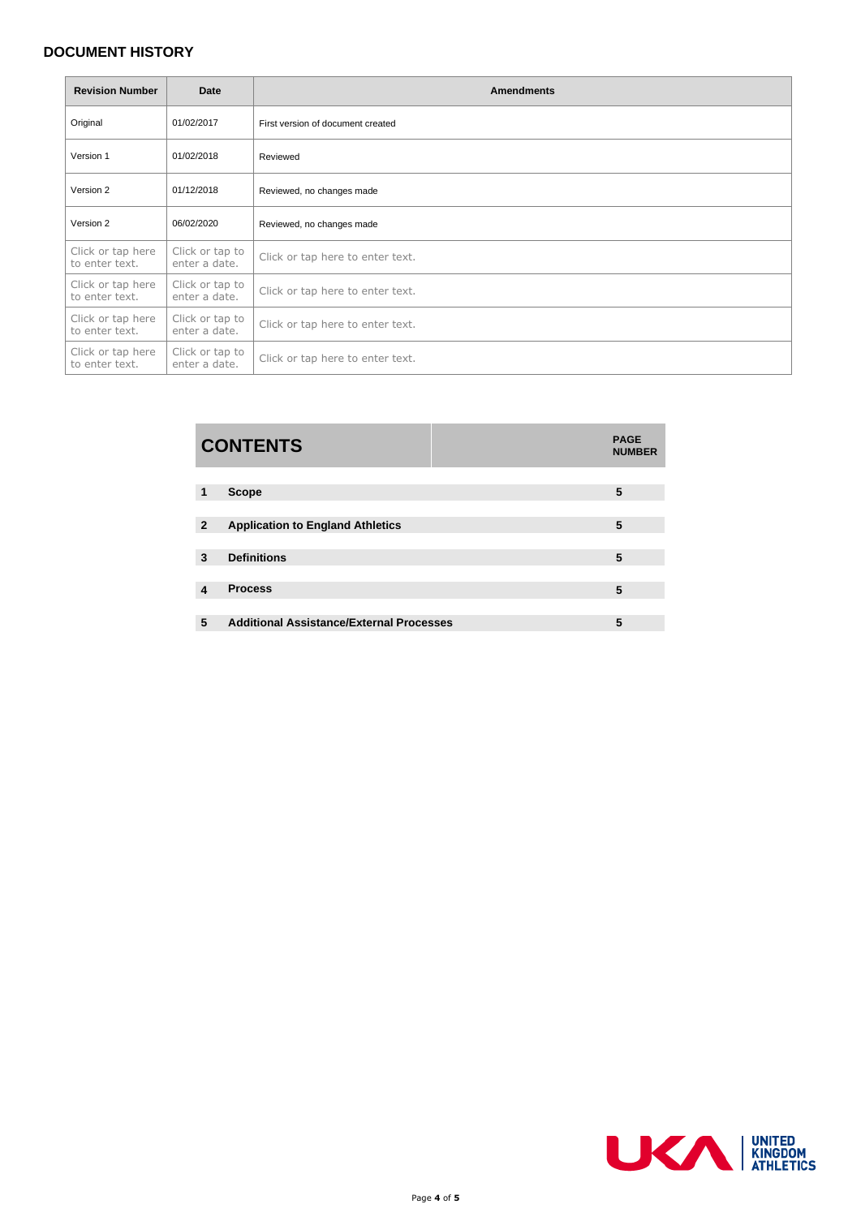## DOCUMENT HISTORY

| Revision Number | Date | Amendments |
|---|---|---|
| Original | 01/02/2017 | First version of document created |
| Version 1 | 01/02/2018 | Reviewed |
| Version 2 | 01/12/2018 | Reviewed, no changes made |
| Version 2 | 06/02/2020 | Reviewed, no changes made |
| Click or tap here to enter text. | Click or tap to enter a date. | Click or tap here to enter text. |
| Click or tap here to enter text. | Click or tap to enter a date. | Click or tap here to enter text. |
| Click or tap here to enter text. | Click or tap to enter a date. | Click or tap here to enter text. |
| Click or tap here to enter text. | Click or tap to enter a date. | Click or tap here to enter text. |

| CONTENTS | | PAGE NUMBER |
|---|---|---|
| **1** | **Scope** | **5** |
| **2** | **Application to England Athletics** | **5** |
| **3** | **Definitions** | **5** |
| **4** | **Process** | **5** |
| **5** | **Additional Assistance/External Processes** | **5** |

UNITED KINGDOM ATHLETICS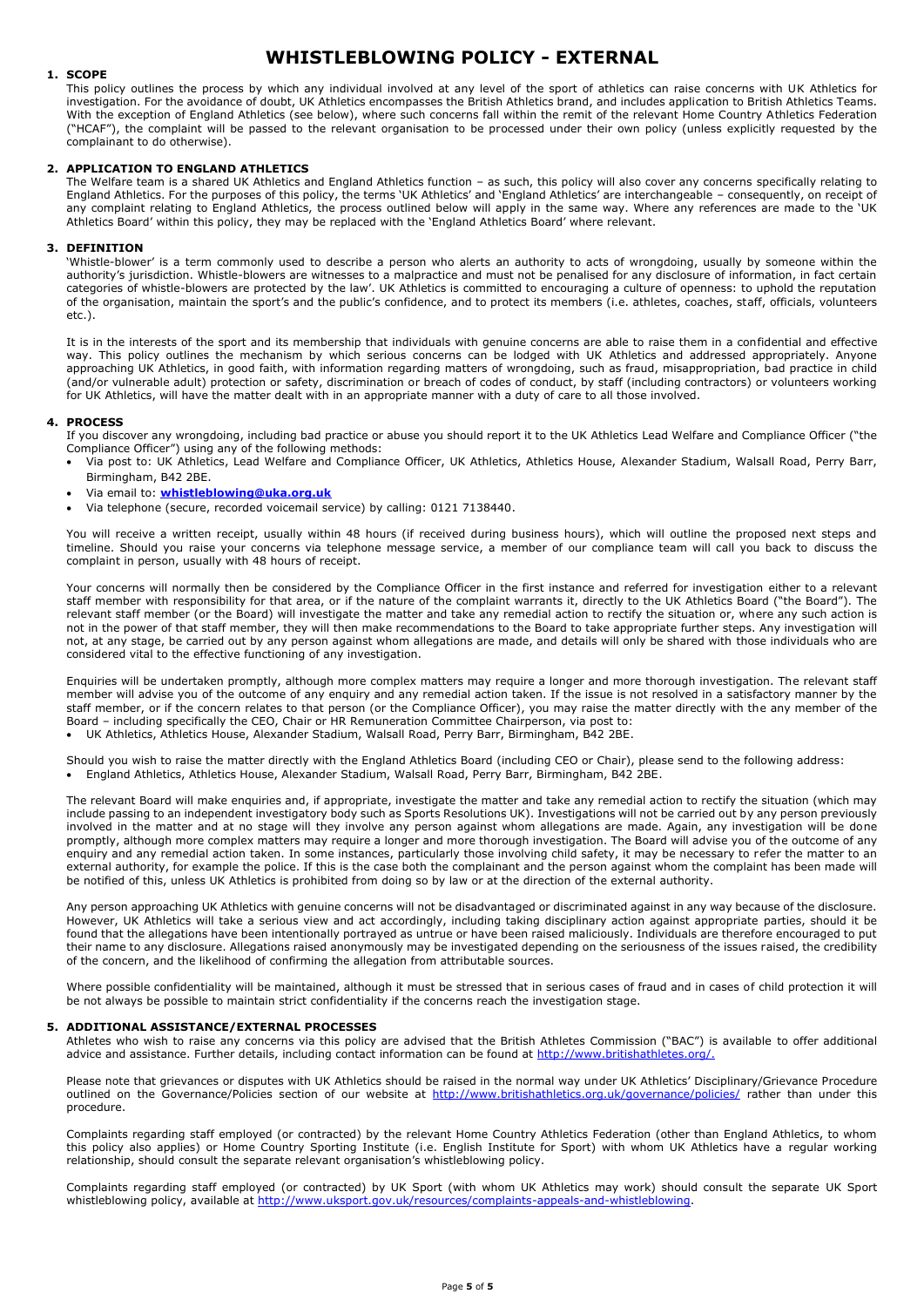# WHISTLEBLOWING POLICY - EXTERNAL

## 1. SCOPE

This policy outlines the process by which any individual involved at any level of the sport of athletics can raise concerns with UK Athletics for investigation. For the avoidance of doubt, UK Athletics encompasses the British Athletics brand, and includes application to British Athletics Teams. With the exception of England Athletics (see below), where such concerns fall within the remit of the relevant Home Country Athletics Federation ("HCAF"), the complaint will be passed to the relevant organisation to be processed under their own policy (unless explicitly requested by the complainant to do otherwise).

## 2. APPLICATION TO ENGLAND ATHLETICS

The Welfare team is a shared UK Athletics and England Athletics function – as such, this policy will also cover any concerns specifically relating to England Athletics. For the purposes of this policy, the terms 'UK Athletics' and 'England Athletics' are interchangeable – consequently, on receipt of any complaint relating to England Athletics, the process outlined below will apply in the same way. Where any references are made to the 'UK Athletics Board' within this policy, they may be replaced with the 'England Athletics Board' where relevant.

## 3. DEFINITION

'Whistle-blower' is a term commonly used to describe a person who alerts an authority to acts of wrongdoing, usually by someone within the authority's jurisdiction. Whistle-blowers are witnesses to a malpractice and must not be penalised for any disclosure of information, in fact certain categories of whistle-blowers are protected by the law'. UK Athletics is committed to encouraging a culture of openness: to uphold the reputation of the organisation, maintain the sport's and the public's confidence, and to protect its members (i.e. athletes, coaches, staff, officials, volunteers etc.).

It is in the interests of the sport and its membership that individuals with genuine concerns are able to raise them in a confidential and effective way. This policy outlines the mechanism by which serious concerns can be lodged with UK Athletics and addressed appropriately. Anyone approaching UK Athletics, in good faith, with information regarding matters of wrongdoing, such as fraud, misappropriation, bad practice in child (and/or vulnerable adult) protection or safety, discrimination or breach of codes of conduct, by staff (including contractors) or volunteers working for UK Athletics, will have the matter dealt with in an appropriate manner with a duty of care to all those involved.

## 4. PROCESS

If you discover any wrongdoing, including bad practice or abuse you should report it to the UK Athletics Lead Welfare and Compliance Officer ("the Compliance Officer") using any of the following methods:

- Via post to: UK Athletics, Lead Welfare and Compliance Officer, UK Athletics, Athletics House, Alexander Stadium, Walsall Road, Perry Barr, Birmingham, B42 2BE.
- Via email to: **whistleblowing@uka.org.uk**
- Via telephone (secure, recorded voicemail service) by calling: 0121 7138440.

You will receive a written receipt, usually within 48 hours (if received during business hours), which will outline the proposed next steps and timeline. Should you raise your concerns via telephone message service, a member of our compliance team will call you back to discuss the complaint in person, usually with 48 hours of receipt.

Your concerns will normally then be considered by the Compliance Officer in the first instance and referred for investigation either to a relevant staff member with responsibility for that area, or if the nature of the complaint warrants it, directly to the UK Athletics Board ("the Board"). The relevant staff member (or the Board) will investigate the matter and take any remedial action to rectify the situation or, where any such action is not in the power of that staff member, they will then make recommendations to the Board to take appropriate further steps. Any investigation will not, at any stage, be carried out by any person against whom allegations are made, and details will only be shared with those individuals who are considered vital to the effective functioning of any investigation.

Enquiries will be undertaken promptly, although more complex matters may require a longer and more thorough investigation. The relevant staff member will advise you of the outcome of any enquiry and any remedial action taken. If the issue is not resolved in a satisfactory manner by the staff member, or if the concern relates to that person (or the Compliance Officer), you may raise the matter directly with the any member of the Board – including specifically the CEO, Chair or HR Remuneration Committee Chairperson, via post to:

- UK Athletics, Athletics House, Alexander Stadium, Walsall Road, Perry Barr, Birmingham, B42 2BE.

Should you wish to raise the matter directly with the England Athletics Board (including CEO or Chair), please send to the following address:

- England Athletics, Athletics House, Alexander Stadium, Walsall Road, Perry Barr, Birmingham, B42 2BE.

The relevant Board will make enquiries and, if appropriate, investigate the matter and take any remedial action to rectify the situation (which may include passing to an independent investigatory body such as Sports Resolutions UK). Investigations will not be carried out by any person previously involved in the matter and at no stage will they involve any person against whom allegations are made. Again, any investigation will be done promptly, although more complex matters may require a longer and more thorough investigation. The Board will advise you of the outcome of any enquiry and any remedial action taken. In some instances, particularly those involving child safety, it may be necessary to refer the matter to an external authority, for example the police. If this is the case both the complainant and the person against whom the complaint has been made will be notified of this, unless UK Athletics is prohibited from doing so by law or at the direction of the external authority.

Any person approaching UK Athletics with genuine concerns will not be disadvantaged or discriminated against in any way because of the disclosure. However, UK Athletics will take a serious view and act accordingly, including taking disciplinary action against appropriate parties, should it be found that the allegations have been intentionally portrayed as untrue or have been raised maliciously. Individuals are therefore encouraged to put their name to any disclosure. Allegations raised anonymously may be investigated depending on the seriousness of the issues raised, the credibility of the concern, and the likelihood of confirming the allegation from attributable sources.

Where possible confidentiality will be maintained, although it must be stressed that in serious cases of fraud and in cases of child protection it will be not always be possible to maintain strict confidentiality if the concerns reach the investigation stage.

## 5. ADDITIONAL ASSISTANCE/EXTERNAL PROCESSES

Athletes who wish to raise any concerns via this policy are advised that the British Athletes Commission ("BAC") is available to offer additional advice and assistance. Further details, including contact information can be found at http://www.britishathletes.org/.

Please note that grievances or disputes with UK Athletics should be raised in the normal way under UK Athletics' Disciplinary/Grievance Procedure outlined on the Governance/Policies section of our website at http://www.britishathletics.org.uk/governance/policies/ rather than under this procedure.

Complaints regarding staff employed (or contracted) by the relevant Home Country Athletics Federation (other than England Athletics, to whom this policy also applies) or Home Country Sporting Institute (i.e. English Institute for Sport) with whom UK Athletics have a regular working relationship, should consult the separate relevant organisation's whistleblowing policy.

Complaints regarding staff employed (or contracted) by UK Sport (with whom UK Athletics may work) should consult the separate UK Sport whistleblowing policy, available at http://www.uksport.gov.uk/resources/complaints-appeals-and-whistleblowing.